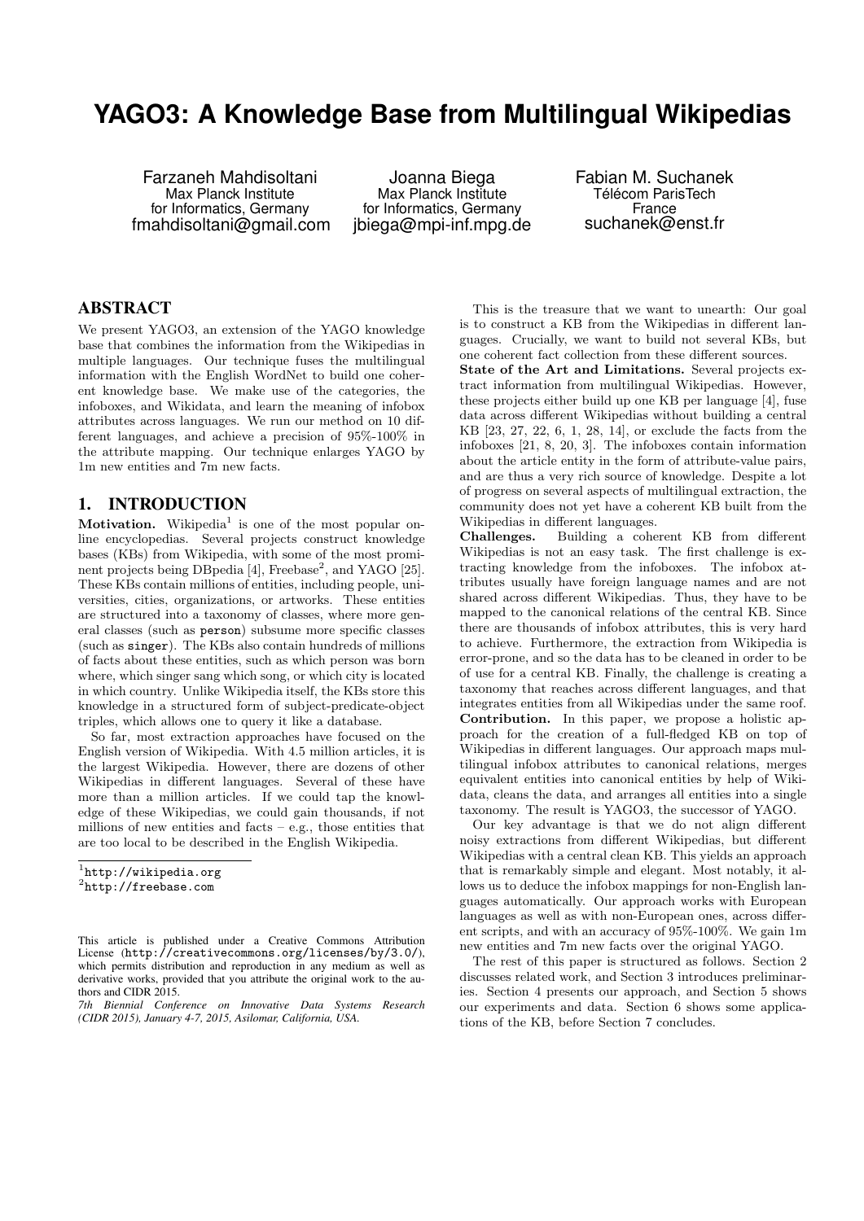# YAGO3: A Knowledge Base from Multilingual Wikipedias

Farzaneh Mahdisoltani
Max Planck Institute
for Informatics, Germany
fmahdisoltani@gmail.com

Joanna Biega
Max Planck Institute
for Informatics, Germany
jbiega@mpi-inf.mpg.de

Fabian M. Suchanek
Télécom ParisTech
France
suchanek@enst.fr

## ABSTRACT

We present YAGO3, an extension of the YAGO knowledge base that combines the information from the Wikipedias in multiple languages. Our technique fuses the multilingual information with the English WordNet to build one coherent knowledge base. We make use of the categories, the infoboxes, and Wikidata, and learn the meaning of infobox attributes across languages. We run our method on 10 different languages, and achieve a precision of 95%-100% in the attribute mapping. Our technique enlarges YAGO by 1m new entities and 7m new facts.

## 1. INTRODUCTION

**Motivation.** Wikipedia[1] is one of the most popular online encyclopedias. Several projects construct knowledge bases (KBs) from Wikipedia, with some of the most prominent projects being DBpedia [4], Freebase[2], and YAGO [25]. These KBs contain millions of entities, including people, universities, cities, organizations, or artworks. These entities are structured into a taxonomy of classes, where more general classes (such as `person`) subsume more specific classes (such as `singer`). The KBs also contain hundreds of millions of facts about these entities, such as which person was born where, which singer sang which song, or which city is located in which country. Unlike Wikipedia itself, the KBs store this knowledge in a structured form of subject-predicate-object triples, which allows one to query it like a database.

So far, most extraction approaches have focused on the English version of Wikipedia. With 4.5 million articles, it is the largest Wikipedia. However, there are dozens of other Wikipedias in different languages. Several of these have more than a million articles. If we could tap the knowledge of these Wikipedias, we could gain thousands, if not millions of new entities and facts – e.g., those entities that are too local to be described in the English Wikipedia.

[1] http://wikipedia.org
[2] http://freebase.com

This article is published under a Creative Commons Attribution License (http://creativecommons.org/licenses/by/3.0/), which permits distribution and reproduction in any medium as well as derivative works, provided that you attribute the original work to the authors and CIDR 2015.
*7th Biennial Conference on Innovative Data Systems Research (CIDR 2015), January 4-7, 2015, Asilomar, California, USA.*

This is the treasure that we want to unearth: Our goal is to construct a KB from the Wikipedias in different languages. Crucially, we want to build not several KBs, but one coherent fact collection from these different sources.

**State of the Art and Limitations.** Several projects extract information from multilingual Wikipedias. However, these projects either build up one KB per language [4], fuse data across different Wikipedias without building a central KB [23, 27, 22, 6, 1, 28, 14], or exclude the facts from the infoboxes [21, 8, 20, 3]. The infoboxes contain information about the article entity in the form of attribute-value pairs, and are thus a very rich source of knowledge. Despite a lot of progress on several aspects of multilingual extraction, the community does not yet have a coherent KB built from the Wikipedias in different languages.

**Challenges.** Building a coherent KB from different Wikipedias is not an easy task. The first challenge is extracting knowledge from the infoboxes. The infobox attributes usually have foreign language names and are not shared across different Wikipedias. Thus, they have to be mapped to the canonical relations of the central KB. Since there are thousands of infobox attributes, this is very hard to achieve. Furthermore, the extraction from Wikipedia is error-prone, and so the data has to be cleaned in order to be of use for a central KB. Finally, the challenge is creating a taxonomy that reaches across different languages, and that integrates entities from all Wikipedias under the same roof.

**Contribution.** In this paper, we propose a holistic approach for the creation of a full-fledged KB on top of Wikipedias in different languages. Our approach maps multilingual infobox attributes to canonical relations, merges equivalent entities into canonical entities by help of Wikidata, cleans the data, and arranges all entities into a single taxonomy. The result is YAGO3, the successor of YAGO.

Our key advantage is that we do not align different noisy extractions from different Wikipedias, but different Wikipedias with a central clean KB. This yields an approach that is remarkably simple and elegant. Most notably, it allows us to deduce the infobox mappings for non-English languages automatically. Our approach works with European languages as well as with non-European ones, across different scripts, and with an accuracy of 95%-100%. We gain 1m new entities and 7m new facts over the original YAGO.

The rest of this paper is structured as follows. Section 2 discusses related work, and Section 3 introduces preliminaries. Section 4 presents our approach, and Section 5 shows our experiments and data. Section 6 shows some applications of the KB, before Section 7 concludes.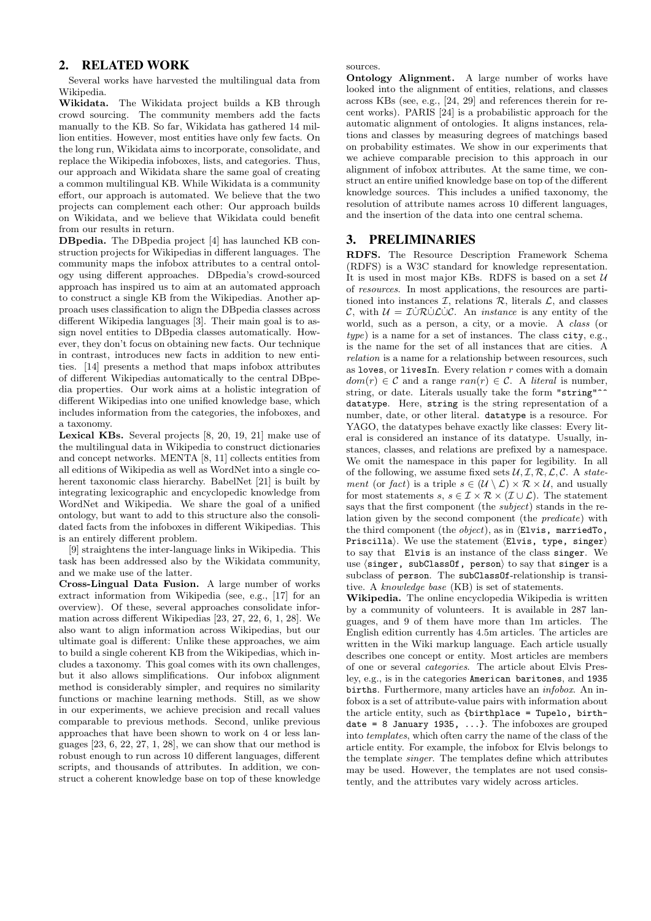## 2. RELATED WORK

Several works have harvested the multilingual data from Wikipedia.

**Wikidata.** The Wikidata project builds a KB through crowd sourcing. The community members add the facts manually to the KB. So far, Wikidata has gathered 14 million entities. However, most entities have only few facts. On the long run, Wikidata aims to incorporate, consolidate, and replace the Wikipedia infoboxes, lists, and categories. Thus, our approach and Wikidata share the same goal of creating a common multilingual KB. While Wikidata is a community effort, our approach is automated. We believe that the two projects can complement each other: Our approach builds on Wikidata, and we believe that Wikidata could benefit from our results in return.

**DBpedia.** The DBpedia project [4] has launched KB construction projects for Wikipedias in different languages. The community maps the infobox attributes to a central ontology using different approaches. DBpedia's crowd-sourced approach has inspired us to aim at an automated approach to construct a single KB from the Wikipedias. Another approach uses classification to align the DBpedia classes across different Wikipedia languages [3]. Their main goal is to assign novel entities to DBpedia classes automatically. However, they don't focus on obtaining new facts. Our technique in contrast, introduces new facts in addition to new entities. [14] presents a method that maps infobox attributes of different Wikipedias automatically to the central DBpedia properties. Our work aims at a holistic integration of different Wikipedias into one unified knowledge base, which includes information from the categories, the infoboxes, and a taxonomy.

**Lexical KBs.** Several projects [8, 20, 19, 21] make use of the multilingual data in Wikipedia to construct dictionaries and concept networks. MENTA [8, 11] collects entities from all editions of Wikipedia as well as WordNet into a single coherent taxonomic class hierarchy. BabelNet [21] is built by integrating lexicographic and encyclopedic knowledge from WordNet and Wikipedia. We share the goal of a unified ontology, but want to add to this structure also the consolidated facts from the infoboxes in different Wikipedias. This is an entirely different problem.

[9] straightens the inter-language links in Wikipedia. This task has been addressed also by the Wikidata community, and we make use of the latter.

**Cross-Lingual Data Fusion.** A large number of works extract information from Wikipedia (see, e.g., [17] for an overview). Of these, several approaches consolidate information across different Wikipedias [23, 27, 22, 6, 1, 28]. We also want to align information across Wikipedias, but our ultimate goal is different: Unlike these approaches, we aim to build a single coherent KB from the Wikipedias, which includes a taxonomy. This goal comes with its own challenges, but it also allows simplifications. Our infobox alignment method is considerably simpler, and requires no similarity functions or machine learning methods. Still, as we show in our experiments, we achieve precision and recall values comparable to previous methods. Second, unlike previous approaches that have been shown to work on 4 or less languages [23, 6, 22, 27, 1, 28], we can show that our method is robust enough to run across 10 different languages, different scripts, and thousands of attributes. In addition, we construct a coherent knowledge base on top of these knowledge sources.

**Ontology Alignment.** A large number of works have looked into the alignment of entities, relations, and classes across KBs (see, e.g., [24, 29] and references therein for recent works). PARIS [24] is a probabilistic approach for the automatic alignment of ontologies. It aligns instances, relations and classes by measuring degrees of matchings based on probability estimates. We show in our experiments that we achieve comparable precision to this approach in our alignment of infobox attributes. At the same time, we construct an entire unified knowledge base on top of the different knowledge sources. This includes a unified taxonomy, the resolution of attribute names across 10 different languages, and the insertion of the data into one central schema.

## 3. PRELIMINARIES

**RDFS.** The Resource Description Framework Schema (RDFS) is a W3C standard for knowledge representation. It is used in most major KBs. RDFS is based on a set $\mathcal{U}$ of *resources*. In most applications, the resources are partitioned into instances $\mathcal{I}$, relations $\mathcal{R}$, literals $\mathcal{L}$, and classes $\mathcal{C}$, with $\mathcal{U} = \mathcal{I} \dot\cup \mathcal{R} \dot\cup \mathcal{L} \dot\cup \mathcal{C}$. An *instance* is any entity of the world, such as a person, a city, or a movie. A *class* (or *type*) is a name for a set of instances. The class `city`, e.g., is the name for the set of all instances that are cities. A *relation* is a name for a relationship between resources, such as `loves`, or `livesIn`. Every relation $r$ comes with a domain $dom(r) \in \mathcal{C}$ and a range $ran(r) \in \mathcal{C}$. A *literal* is number, string, or date. Literals usually take the form `"string"^^datatype`. Here, `string` is the string representation of a number, date, or other literal. `datatype` is a resource. For YAGO, the datatypes behave exactly like classes: Every literal is considered an instance of its datatype. Usually, instances, classes, and relations are prefixed by a namespace. We omit the namespace in this paper for legibility. In all of the following, we assume fixed sets $\mathcal{U}, \mathcal{I}, \mathcal{R}, \mathcal{L}, \mathcal{C}$. A *statement* (or *fact*) is a triple $s \in (\mathcal{U} \setminus \mathcal{L}) \times \mathcal{R} \times \mathcal{U}$, and usually for most statements $s$, $s \in \mathcal{I} \times \mathcal{R} \times (\mathcal{I} \cup \mathcal{L})$. The statement says that the first component (the *subject*) stands in the relation given by the second component (the *predicate*) with the third component (the *object*), as in ⟨`Elvis, marriedTo, Priscilla`⟩. We use the statement ⟨`Elvis, type, singer`⟩ to say that `Elvis` is an instance of the class `singer`. We use ⟨`singer, subClassOf, person`⟩ to say that `singer` is a subclass of `person`. The `subClassOf`-relationship is transitive. A *knowledge base* (KB) is set of statements.

**Wikipedia.** The online encyclopedia Wikipedia is written by a community of volunteers. It is available in 287 languages, and 9 of them have more than 1m articles. The English edition currently has 4.5m articles. The articles are written in the Wiki markup language. Each article usually describes one concept or entity. Most articles are members of one or several *categories*. The article about Elvis Presley, e.g., is in the categories `American baritones`, and `1935 births`. Furthermore, many articles have an *infobox*. An infobox is a set of attribute-value pairs with information about the article entity, such as `{birthplace = Tupelo, birthdate = 8 January 1935, ...}`. The infoboxes are grouped into *templates*, which often carry the name of the class of the article entity. For example, the infobox for Elvis belongs to the template *singer*. The templates define which attributes may be used. However, the templates are not used consistently, and the attributes vary widely across articles.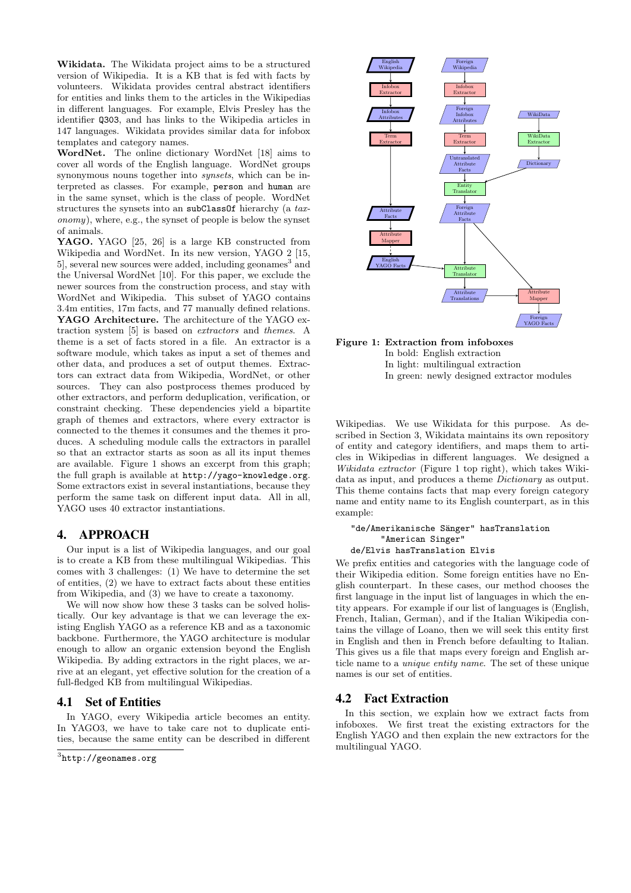**Wikidata.** The Wikidata project aims to be a structured version of Wikipedia. It is a KB that is fed with facts by volunteers. Wikidata provides central abstract identifiers for entities and links them to the articles in the Wikipedias in different languages. For example, Elvis Presley has the identifier `Q303`, and has links to the Wikipedia articles in 147 languages. Wikidata provides similar data for infobox templates and category names.

**WordNet.** The online dictionary WordNet [18] aims to cover all words of the English language. WordNet groups synonymous nouns together into *synsets*, which can be interpreted as classes. For example, `person` and `human` are in the same synset, which is the class of people. WordNet structures the synsets into an `subClassOf` hierarchy (a *taxonomy*), where, e.g., the synset of people is below the synset of animals.

**YAGO.** YAGO [25, 26] is a large KB constructed from Wikipedia and WordNet. In its new version, YAGO 2 [15, 5], several new sources were added, including geonames[3] and the Universal WordNet [10]. For this paper, we exclude the newer sources from the construction process, and stay with WordNet and Wikipedia. This subset of YAGO contains 3.4m entities, 17m facts, and 77 manually defined relations.

**YAGO Architecture.** The architecture of the YAGO extraction system [5] is based on *extractors* and *themes*. A theme is a set of facts stored in a file. An extractor is a software module, which takes as input a set of themes and other data, and produces a set of output themes. Extractors can extract data from Wikipedia, WordNet, or other sources. They can also postprocess themes produced by other extractors, and perform deduplication, verification, or constraint checking. These dependencies yield a bipartite graph of themes and extractors, where every extractor is connected to the themes it consumes and the themes it produces. A scheduling module calls the extractors in parallel so that an extractor starts as soon as all its input themes are available. Figure 1 shows an excerpt from this graph; the full graph is available at `http://yago-knowledge.org`. Some extractors exist in several instantiations, because they perform the same task on different input data. All in all, YAGO uses 40 extractor instantiations.

## 4. APPROACH

Our input is a list of Wikipedia languages, and our goal is to create a KB from these multilingual Wikipedias. This comes with 3 challenges: (1) We have to determine the set of entities, (2) we have to extract facts about these entities from Wikipedia, and (3) we have to create a taxonomy.

We will now show how these 3 tasks can be solved holistically. Our key advantage is that we can leverage the existing English YAGO as a reference KB and as a taxonomic backbone. Furthermore, the YAGO architecture is modular enough to allow an organic extension beyond the English Wikipedia. By adding extractors in the right places, we arrive at an elegant, yet effective solution for the creation of a full-fledged KB from multilingual Wikipedias.

### 4.1 Set of Entities

In YAGO, every Wikipedia article becomes an entity. In YAGO3, we have to take care not to duplicate entities, because the same entity can be described in different Wikipedias. We use Wikidata for this purpose. As described in Section 3, Wikidata maintains its own repository of entity and category identifiers, and maps them to articles in Wikipedias in different languages. We designed a *Wikidata extractor* (Figure 1 top right), which takes Wikidata as input, and produces a theme *Dictionary* as output. This theme contains facts that map every foreign category name and entity name to its English counterpart, as in this example:

```
"de/Amerikanische Sänger" hasTranslation
      "American Singer"
de/Elvis hasTranslation Elvis
```

We prefix entities and categories with the language code of their Wikipedia edition. Some foreign entities have no English counterpart. In these cases, our method chooses the first language in the input list of languages in which the entity appears. For example if our list of languages is ⟨English, French, Italian, German⟩, and if the Italian Wikipedia contains the village of Loano, then we will seek this entity first in English and then in French before defaulting to Italian. This gives us a file that maps every foreign and English article name to a *unique entity name*. The set of these unique names is our set of entities.

**Figure 1: Extraction from infoboxes**
In bold: English extraction
In light: multilingual extraction
In green: newly designed extractor modules

### 4.2 Fact Extraction

In this section, we explain how we extract facts from infoboxes. We first treat the existing extractors for the English YAGO and then explain the new extractors for the multilingual YAGO.

[3] `http://geonames.org`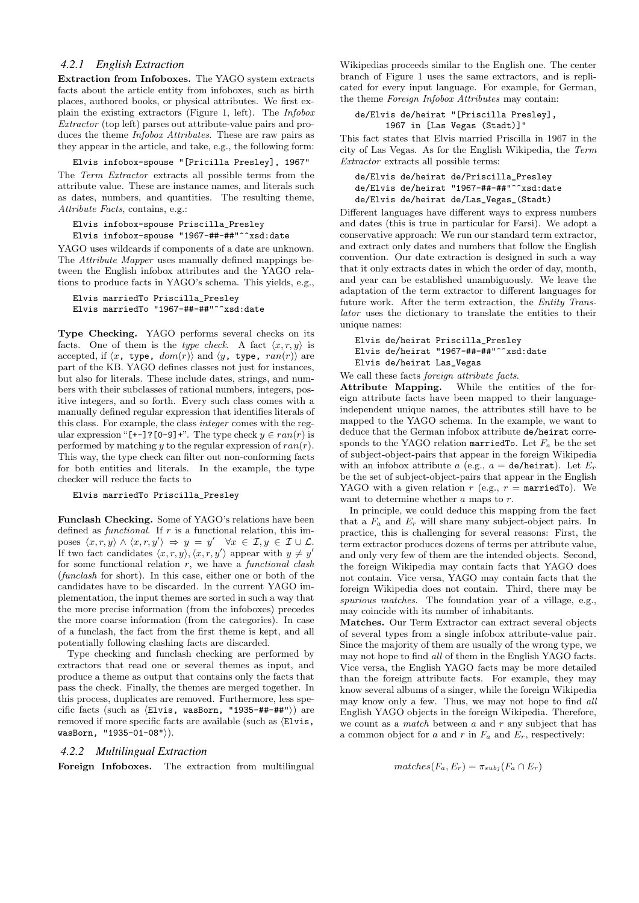### 4.2.1 English Extraction

**Extraction from Infoboxes.** The YAGO system extracts facts about the article entity from infoboxes, such as birth places, authored books, or physical attributes. We first explain the existing extractors (Figure 1, left). The *Infobox Extractor* (top left) parses out attribute-value pairs and produces the theme *Infobox Attributes*. These are raw pairs as they appear in the article, and take, e.g., the following form:

```
Elvis infobox-spouse "[Pricilla Presley], 1967"
```

The *Term Extractor* extracts all possible terms from the attribute value. These are instance names, and literals such as dates, numbers, and quantities. The resulting theme, *Attribute Facts*, contains, e.g.:

```
Elvis infobox-spouse Priscilla_Presley
Elvis infobox-spouse "1967-##-##"^^xsd:date
```

YAGO uses wildcards if components of a date are unknown. The *Attribute Mapper* uses manually defined mappings between the English infobox attributes and the YAGO relations to produce facts in YAGO's schema. This yields, e.g.,

```
Elvis marriedTo Priscilla_Presley
Elvis marriedTo "1967-##-##"^^xsd:date
```

**Type Checking.** YAGO performs several checks on its facts. One of them is the *type check*. A fact $\langle x, r, y\rangle$ is accepted, if $\langle$x, type, $dom(r)\rangle$ and $\langle$y, type, $ran(r)\rangle$ are part of the KB. YAGO defines classes not just for instances, but also for literals. These include dates, strings, and numbers with their subclasses of rational numbers, integers, positive integers, and so forth. Every such class comes with a manually defined regular expression that identifies literals of this class. For example, the class *integer* comes with the regular expression "[+-]?[0-9]+". The type check $y \in ran(r)$ is performed by matching $y$ to the regular expression of $ran(r)$. This way, the type check can filter out non-conforming facts for both entities and literals. In the example, the type checker will reduce the facts to

```
Elvis marriedTo Priscilla_Presley
```

**Funclash Checking.** Some of YAGO's relations have been defined as *functional*. If $r$ is a functional relation, this imposes $\langle x, r, y\rangle \wedge \langle x, r, y'\rangle \Rightarrow y = y' \quad \forall x \in \mathcal{I}, y \in \mathcal{I} \cup \mathcal{L}$. If two fact candidates $\langle x, r, y\rangle, \langle x, r, y'\rangle$ appear with $y \neq y'$ for some functional relation $r$, we have a *functional clash* (*funclash* for short). In this case, either one or both of the candidates have to be discarded. In the current YAGO implementation, the input themes are sorted in such a way that the more precise information (from the infoboxes) precedes the more coarse information (from the categories). In case of a funclash, the fact from the first theme is kept, and all potentially following clashing facts are discarded.

Type checking and funclash checking are performed by extractors that read one or several themes as input, and produce a theme as output that contains only the facts that pass the check. Finally, the themes are merged together. In this process, duplicates are removed. Furthermore, less specific facts (such as $\langle$Elvis, wasBorn, "1935-##-##"$\rangle$) are removed if more specific facts are available (such as $\langle$Elvis, wasBorn, "1935-01-08"$\rangle$).

### 4.2.2 Multilingual Extraction

**Foreign Infoboxes.** The extraction from multilingual Wikipedias proceeds similar to the English one. The center branch of Figure 1 uses the same extractors, and is replicated for every input language. For example, for German, the theme *Foreign Infobox Attributes* may contain:

```
de/Elvis de/heirat "[Priscilla Presley],
      1967 in [Las Vegas (Stadt)]"
```

This fact states that Elvis married Priscilla in 1967 in the city of Las Vegas. As for the English Wikipedia, the *Term Extractor* extracts all possible terms:

```
de/Elvis de/heirat de/Priscilla_Presley
de/Elvis de/heirat "1967-##-##"^^xsd:date
de/Elvis de/heirat de/Las_Vegas_(Stadt)
```

Different languages have different ways to express numbers and dates (this is true in particular for Farsi). We adopt a conservative approach: We run our standard term extractor, and extract only dates and numbers that follow the English convention. Our date extraction is designed in such a way that it only extracts dates in which the order of day, month, and year can be established unambiguously. We leave the adaptation of the term extractor to different languages for future work. After the term extraction, the *Entity Translator* uses the dictionary to translate the entities to their unique names:

```
Elvis de/heirat Priscilla_Presley
Elvis de/heirat "1967-##-##"^^xsd:date
Elvis de/heirat Las_Vegas
```

We call these facts *foreign attribute facts*.

**Attribute Mapping.** While the entities of the foreign attribute facts have been mapped to their language-independent unique names, the attributes still have to be mapped to the YAGO schema. In the example, we want to deduce that the German infobox attribute de/heirat corresponds to the YAGO relation marriedTo. Let $F_a$ be the set of subject-object-pairs that appear in the foreign Wikipedia with an infobox attribute $a$ (e.g., $a$ = de/heirat). Let $E_r$ be the set of subject-object-pairs that appear in the English YAGO with a given relation $r$ (e.g., $r$ = marriedTo). We want to determine whether $a$ maps to $r$.

In principle, we could deduce this mapping from the fact that a $F_a$ and $E_r$ will share many subject-object pairs. In practice, this is challenging for several reasons: First, the term extractor produces dozens of terms per attribute value, and only very few of them are the intended objects. Second, the foreign Wikipedia may contain facts that YAGO does not contain. Vice versa, YAGO may contain facts that the foreign Wikipedia does not contain. Third, there may be *spurious matches*. The foundation year of a village, e.g., may coincide with its number of inhabitants.

**Matches.** Our Term Extractor can extract several objects of several types from a single infobox attribute-value pair. Since the majority of them are usually of the wrong type, we may not hope to find *all* of them in the English YAGO facts. Vice versa, the English YAGO facts may be more detailed than the foreign attribute facts. For example, they may know several albums of a singer, while the foreign Wikipedia may know only a few. Thus, we may not hope to find *all* English YAGO objects in the foreign Wikipedia. Therefore, we count as a *match* between $a$ and $r$ any subject that has a common object for $a$ and $r$ in $F_a$ and $E_r$, respectively:

$$matches(F_a, E_r) = \pi_{subj}(F_a \cap E_r)$$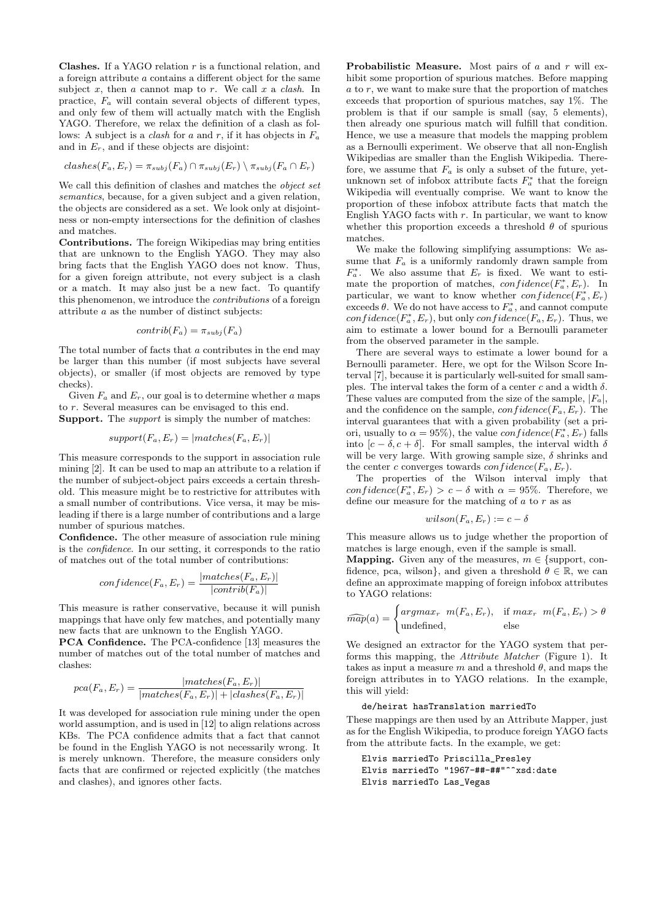**Clashes.** If a YAGO relation $r$ is a functional relation, and a foreign attribute $a$ contains a different object for the same subject $x$, then $a$ cannot map to $r$. We call $x$ a *clash*. In practice, $F_a$ will contain several objects of different types, and only few of them will actually match with the English YAGO. Therefore, we relax the definition of a clash as follows: A subject is a *clash* for $a$ and $r$, if it has objects in $F_a$ and in $E_r$, and if these objects are disjoint:

$$clashes(F_a, E_r) = \pi_{subj}(F_a) \cap \pi_{subj}(E_r) \setminus \pi_{subj}(F_a \cap E_r)$$

We call this definition of clashes and matches the *object set semantics*, because, for a given subject and a given relation, the objects are considered as a set. We look only at disjointness or non-empty intersections for the definition of clashes and matches.

**Contributions.** The foreign Wikipedias may bring entities that are unknown to the English YAGO. They may also bring facts that the English YAGO does not know. Thus, for a given foreign attribute, not every subject is a clash or a match. It may also just be a new fact. To quantify this phenomenon, we introduce the *contributions* of a foreign attribute $a$ as the number of distinct subjects:

$$contrib(F_a) = \pi_{subj}(F_a)$$

The total number of facts that $a$ contributes in the end may be larger than this number (if most subjects have several objects), or smaller (if most objects are removed by type checks).

Given $F_a$ and $E_r$, our goal is to determine whether $a$ maps to $r$. Several measures can be envisaged to this end.

**Support.** The *support* is simply the number of matches:

$$support(F_a, E_r) = |matches(F_a, E_r)|$$

This measure corresponds to the support in association rule mining [2]. It can be used to map an attribute to a relation if the number of subject-object pairs exceeds a certain threshold. This measure might be to restrictive for attributes with a small number of contributions. Vice versa, it may be misleading if there is a large number of contributions and a large number of spurious matches.

**Confidence.** The other measure of association rule mining is the *confidence*. In our setting, it corresponds to the ratio of matches out of the total number of contributions:

$$confidence(F_a, E_r) = \frac{|matches(F_a, E_r)|}{|contrib(F_a)|}$$

This measure is rather conservative, because it will punish mappings that have only few matches, and potentially many new facts that are unknown to the English YAGO.

**PCA Confidence.** The PCA-confidence [13] measures the number of matches out of the total number of matches and clashes:

$$pca(F_a, E_r) = \frac{|matches(F_a, E_r)|}{|matches(F_a, E_r)| + |clashes(F_a, E_r)|}$$

It was developed for association rule mining under the open world assumption, and is used in [12] to align relations across KBs. The PCA confidence admits that a fact that cannot be found in the English YAGO is not necessarily wrong. It is merely unknown. Therefore, the measure considers only facts that are confirmed or rejected explicitly (the matches and clashes), and ignores other facts.

**Probabilistic Measure.** Most pairs of $a$ and $r$ will exhibit some proportion of spurious matches. Before mapping $a$ to $r$, we want to make sure that the proportion of matches exceeds that proportion of spurious matches, say 1%. The problem is that if our sample is small (say, 5 elements), then already one spurious match will fulfill that condition. Hence, we use a measure that models the mapping problem as a Bernoulli experiment. We observe that all non-English Wikipedias are smaller than the English Wikipedia. Therefore, we assume that $F_a$ is only a subset of the future, yet-unknown set of infobox attribute facts $F_a^*$ that the foreign Wikipedia will eventually comprise. We want to know the proportion of these infobox attribute facts that match the English YAGO facts with $r$. In particular, we want to know whether this proportion exceeds a threshold $\theta$ of spurious matches.

We make the following simplifying assumptions: We assume that $F_a$ is a uniformly randomly drawn sample from $F_a^*$. We also assume that $E_r$ is fixed. We want to estimate the proportion of matches, $confidence(F_a^*, E_r)$. In particular, we want to know whether $confidence(F_a^*, E_r)$ exceeds $\theta$. We do not have access to $F_a^*$, and cannot compute $confidence(F_a^*, E_r)$, but only $confidence(F_a, E_r)$. Thus, we aim to estimate a lower bound for a Bernoulli parameter from the observed parameter in the sample.

There are several ways to estimate a lower bound for a Bernoulli parameter. Here, we opt for the Wilson Score Interval [7], because it is particularly well-suited for small samples. The interval takes the form of a center $c$ and a width $\delta$. These values are computed from the size of the sample, $|F_a|$, and the confidence on the sample, $confidence(F_a, E_r)$. The interval guarantees that with a given probability (set a priori, usually to $\alpha = 95\%$), the value $confidence(F_a^*, E_r)$ falls into $[c - \delta, c + \delta]$. For small samples, the interval width $\delta$ will be very large. With growing sample size, $\delta$ shrinks and the center $c$ converges towards $confidence(F_a, E_r)$.

The properties of the Wilson interval imply that $confidence(F_a^*, E_r) > c - \delta$ with $\alpha = 95\%$. Therefore, we define our measure for the matching of $a$ to $r$ as as

$$wilson(F_a, E_r) := c - \delta$$

This measure allows us to judge whether the proportion of matches is large enough, even if the sample is small.

**Mapping.** Given any of the measures, $m \in$ {support, confidence, pca, wilson}, and given a threshold $\theta \in \mathbb{R}$, we can define an approximate mapping of foreign infobox attributes to YAGO relations:

$$\widehat{map}(a) = \begin{cases} argmax_r \;\; m(F_a, E_r), & \text{if } max_r \;\; m(F_a, E_r) > \theta \\ \text{undefined}, & \text{else} \end{cases}$$

We designed an extractor for the YAGO system that performs this mapping, the *Attribute Matcher* (Figure 1). It takes as input a measure $m$ and a threshold $\theta$, and maps the foreign attributes in to YAGO relations. In the example, this will yield:

```
de/heirat hasTranslation marriedTo
```

These mappings are then used by an Attribute Mapper, just as for the English Wikipedia, to produce foreign YAGO facts from the attribute facts. In the example, we get:

```
Elvis marriedTo Priscilla_Presley
Elvis marriedTo "1967-##-##"^^xsd:date
Elvis marriedTo Las_Vegas
```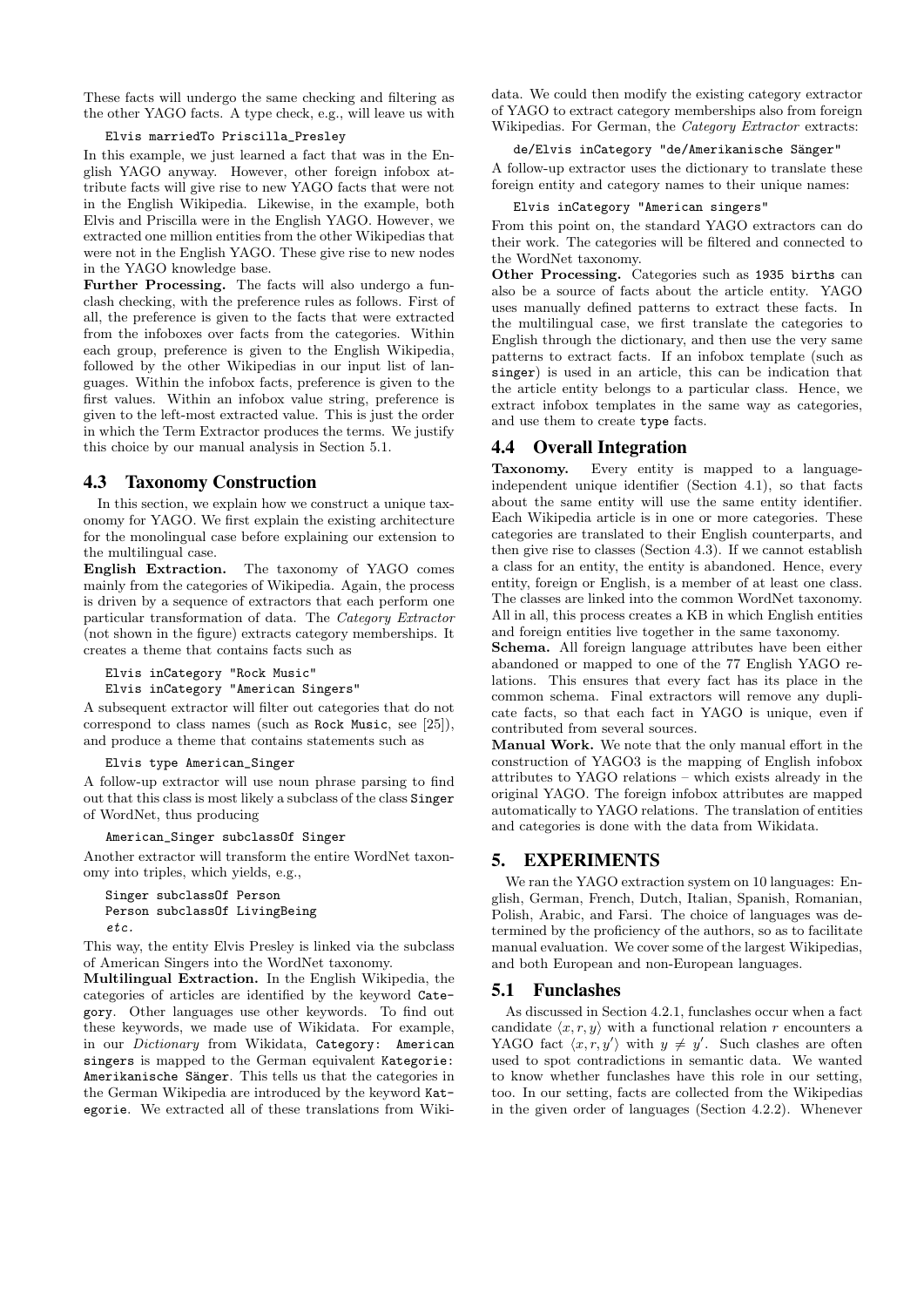These facts will undergo the same checking and filtering as the other YAGO facts. A type check, e.g., will leave us with

```
Elvis marriedTo Priscilla_Presley
```

In this example, we just learned a fact that was in the English YAGO anyway. However, other foreign infobox attribute facts will give rise to new YAGO facts that were not in the English Wikipedia. Likewise, in the example, both Elvis and Priscilla were in the English YAGO. However, we extracted one million entities from the other Wikipedias that were not in the English YAGO. These give rise to new nodes in the YAGO knowledge base.

**Further Processing.** The facts will also undergo a funclash checking, with the preference rules as follows. First of all, the preference is given to the facts that were extracted from the infoboxes over facts from the categories. Within each group, preference is given to the English Wikipedia, followed by the other Wikipedias in our input list of languages. Within the infobox facts, preference is given to the first values. Within an infobox value string, preference is given to the left-most extracted value. This is just the order in which the Term Extractor produces the terms. We justify this choice by our manual analysis in Section 5.1.

## 4.3 Taxonomy Construction

In this section, we explain how we construct a unique taxonomy for YAGO. We first explain the existing architecture for the monolingual case before explaining our extension to the multilingual case.

**English Extraction.** The taxonomy of YAGO comes mainly from the categories of Wikipedia. Again, the process is driven by a sequence of extractors that each perform one particular transformation of data. The *Category Extractor* (not shown in the figure) extracts category memberships. It creates a theme that contains facts such as

```
Elvis inCategory "Rock Music"
Elvis inCategory "American Singers"
```

A subsequent extractor will filter out categories that do not correspond to class names (such as `Rock Music`, see [25]), and produce a theme that contains statements such as

```
Elvis type American_Singer
```

A follow-up extractor will use noun phrase parsing to find out that this class is most likely a subclass of the class `Singer` of WordNet, thus producing

```
American_Singer subclassOf Singer
```

Another extractor will transform the entire WordNet taxonomy into triples, which yields, e.g.,

```
Singer subclassOf Person
Person subclassOf LivingBeing
etc.
```

This way, the entity Elvis Presley is linked via the subclass of American Singers into the WordNet taxonomy.

**Multilingual Extraction.** In the English Wikipedia, the categories of articles are identified by the keyword `Category`. Other languages use other keywords. To find out these keywords, we made use of Wikidata. For example, in our *Dictionary* from Wikidata, `Category: American singers` is mapped to the German equivalent `Kategorie: Amerikanische Sänger`. This tells us that the categories in the German Wikipedia are introduced by the keyword `Kategorie`. We extracted all of these translations from Wikidata. We could then modify the existing category extractor of YAGO to extract category memberships also from foreign Wikipedias. For German, the *Category Extractor* extracts:

```
de/Elvis inCategory "de/Amerikanische Sänger"
```

A follow-up extractor uses the dictionary to translate these foreign entity and category names to their unique names:

```
Elvis inCategory "American singers"
```

From this point on, the standard YAGO extractors can do their work. The categories will be filtered and connected to the WordNet taxonomy.

**Other Processing.** Categories such as `1935 births` can also be a source of facts about the article entity. YAGO uses manually defined patterns to extract these facts. In the multilingual case, we first translate the categories to English through the dictionary, and then use the very same patterns to extract facts. If an infobox template (such as `singer`) is used in an article, this can be indication that the article entity belongs to a particular class. Hence, we extract infobox templates in the same way as categories, and use them to create `type` facts.

## 4.4 Overall Integration

**Taxonomy.** Every entity is mapped to a language-independent unique identifier (Section 4.1), so that facts about the same entity will use the same entity identifier. Each Wikipedia article is in one or more categories. These categories are translated to their English counterparts, and then give rise to classes (Section 4.3). If we cannot establish a class for an entity, the entity is abandoned. Hence, every entity, foreign or English, is a member of at least one class. The classes are linked into the common WordNet taxonomy. All in all, this process creates a KB in which English entities and foreign entities live together in the same taxonomy.

**Schema.** All foreign language attributes have been either abandoned or mapped to one of the 77 English YAGO relations. This ensures that every fact has its place in the common schema. Final extractors will remove any duplicate facts, so that each fact in YAGO is unique, even if contributed from several sources.

**Manual Work.** We note that the only manual effort in the construction of YAGO3 is the mapping of English infobox attributes to YAGO relations – which exists already in the original YAGO. The foreign infobox attributes are mapped automatically to YAGO relations. The translation of entities and categories is done with the data from Wikidata.

# 5. EXPERIMENTS

We ran the YAGO extraction system on 10 languages: English, German, French, Dutch, Italian, Spanish, Romanian, Polish, Arabic, and Farsi. The choice of languages was determined by the proficiency of the authors, so as to facilitate manual evaluation. We cover some of the largest Wikipedias, and both European and non-European languages.

## 5.1 Funclashes

As discussed in Section 4.2.1, funclashes occur when a fact candidate $\langle x, r, y \rangle$ with a functional relation $r$ encounters a YAGO fact $\langle x, r, y' \rangle$ with $y \neq y'$. Such clashes are often used to spot contradictions in semantic data. We wanted to know whether funclashes have this role in our setting, too. In our setting, facts are collected from the Wikipedias in the given order of languages (Section 4.2.2). Whenever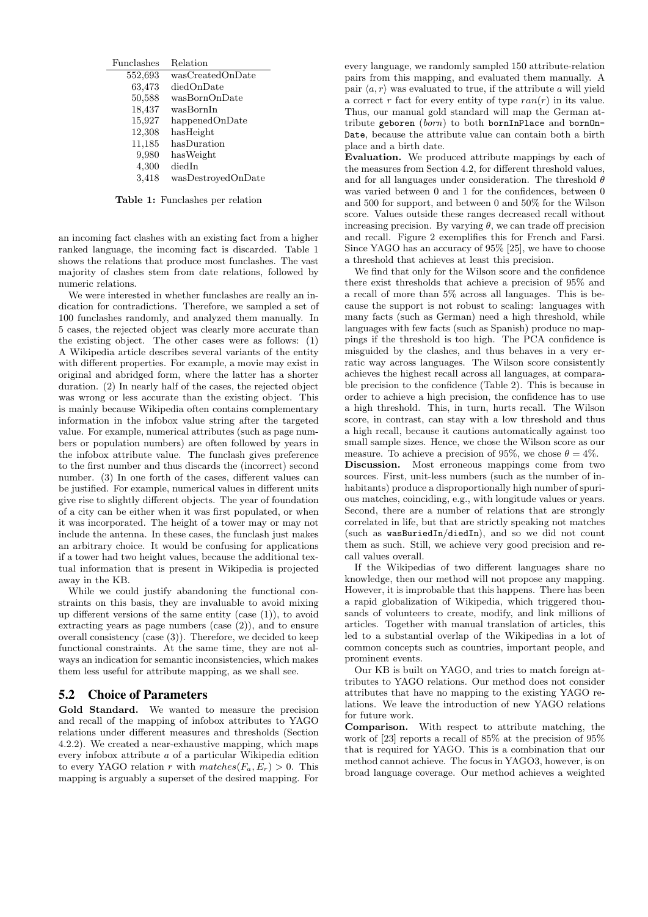| Funclashes | Relation |
|---|---|
| 552,693 | wasCreatedOnDate |
| 63,473 | diedOnDate |
| 50,588 | wasBornOnDate |
| 18,437 | wasBornIn |
| 15,927 | happenedOnDate |
| 12,308 | hasHeight |
| 11,185 | hasDuration |
| 9,980 | hasWeight |
| 4,300 | diedIn |
| 3,418 | wasDestroyedOnDate |

**Table 1:** Funclashes per relation

an incoming fact clashes with an existing fact from a higher ranked language, the incoming fact is discarded. Table 1 shows the relations that produce most funclashes. The vast majority of clashes stem from date relations, followed by numeric relations.

We were interested in whether funclashes are really an indication for contradictions. Therefore, we sampled a set of 100 funclashes randomly, and analyzed them manually. In 5 cases, the rejected object was clearly more accurate than the existing object. The other cases were as follows: (1) A Wikipedia article describes several variants of the entity with different properties. For example, a movie may exist in original and abridged form, where the latter has a shorter duration. (2) In nearly half of the cases, the rejected object was wrong or less accurate than the existing object. This is mainly because Wikipedia often contains complementary information in the infobox value string after the targeted value. For example, numerical attributes (such as page numbers or population numbers) are often followed by years in the infobox attribute value. The funclash gives preference to the first number and thus discards the (incorrect) second number. (3) In one forth of the cases, different values can be justified. For example, numerical values in different units give rise to slightly different objects. The year of foundation of a city can be either when it was first populated, or when it was incorporated. The height of a tower may or may not include the antenna. In these cases, the funclash just makes an arbitrary choice. It would be confusing for applications if a tower had two height values, because the additional textual information that is present in Wikipedia is projected away in the KB.

While we could justify abandoning the functional constraints on this basis, they are invaluable to avoid mixing up different versions of the same entity (case (1)), to avoid extracting years as page numbers (case (2)), and to ensure overall consistency (case (3)). Therefore, we decided to keep functional constraints. At the same time, they are not always an indication for semantic inconsistencies, which makes them less useful for attribute mapping, as we shall see.

## 5.2 Choice of Parameters

**Gold Standard.** We wanted to measure the precision and recall of the mapping of infobox attributes to YAGO relations under different measures and thresholds (Section 4.2.2). We created a near-exhaustive mapping, which maps every infobox attribute $a$ of a particular Wikipedia edition to every YAGO relation $r$ with $matches(F_a, E_r) > 0$. This mapping is arguably a superset of the desired mapping. For every language, we randomly sampled 150 attribute-relation pairs from this mapping, and evaluated them manually. A pair $\langle a, r \rangle$ was evaluated to true, if the attribute $a$ will yield a correct $r$ fact for every entity of type $ran(r)$ in its value. Thus, our manual gold standard will map the German attribute `geboren` (*born*) to both `bornInPlace` and `bornOnDate`, because the attribute value can contain both a birth place and a birth date.

**Evaluation.** We produced attribute mappings by each of the measures from Section 4.2, for different threshold values, and for all languages under consideration. The threshold $\theta$ was varied between 0 and 1 for the confidences, between 0 and 500 for support, and between 0 and 50% for the Wilson score. Values outside these ranges decreased recall without increasing precision. By varying $\theta$, we can trade off precision and recall. Figure 2 exemplifies this for French and Farsi. Since YAGO has an accuracy of 95% [25], we have to choose a threshold that achieves at least this precision.

We find that only for the Wilson score and the confidence there exist thresholds that achieve a precision of 95% and a recall of more than 5% across all languages. This is because the support is not robust to scaling: languages with many facts (such as German) need a high threshold, while languages with few facts (such as Spanish) produce no mappings if the threshold is too high. The PCA confidence is misguided by the clashes, and thus behaves in a very erratic way across languages. The Wilson score consistently achieves the highest recall across all languages, at comparable precision to the confidence (Table 2). This is because in order to achieve a high precision, the confidence has to use a high threshold. This, in turn, hurts recall. The Wilson score, in contrast, can stay with a low threshold and thus a high recall, because it cautions automatically against too small sample sizes. Hence, we chose the Wilson score as our measure. To achieve a precision of 95%, we chose $\theta = 4\%$.

**Discussion.** Most erroneous mappings come from two sources. First, unit-less numbers (such as the number of inhabitants) produce a disproportionally high number of spurious matches, coinciding, e.g., with longitude values or years. Second, there are a number of relations that are strongly correlated in life, but that are strictly speaking not matches (such as `wasBuriedIn`/`diedIn`), and so we did not count them as such. Still, we achieve very good precision and recall values overall.

If the Wikipedias of two different languages share no knowledge, then our method will not propose any mapping. However, it is improbable that this happens. There has been a rapid globalization of Wikipedia, which triggered thousands of volunteers to create, modify, and link millions of articles. Together with manual translation of articles, this led to a substantial overlap of the Wikipedias in a lot of common concepts such as countries, important people, and prominent events.

Our KB is built on YAGO, and tries to match foreign attributes to YAGO relations. Our method does not consider attributes that have no mapping to the existing YAGO relations. We leave the introduction of new YAGO relations for future work.

**Comparison.** With respect to attribute matching, the work of [23] reports a recall of 85% at the precision of 95% that is required for YAGO. This is a combination that our method cannot achieve. The focus in YAGO3, however, is on broad language coverage. Our method achieves a weighted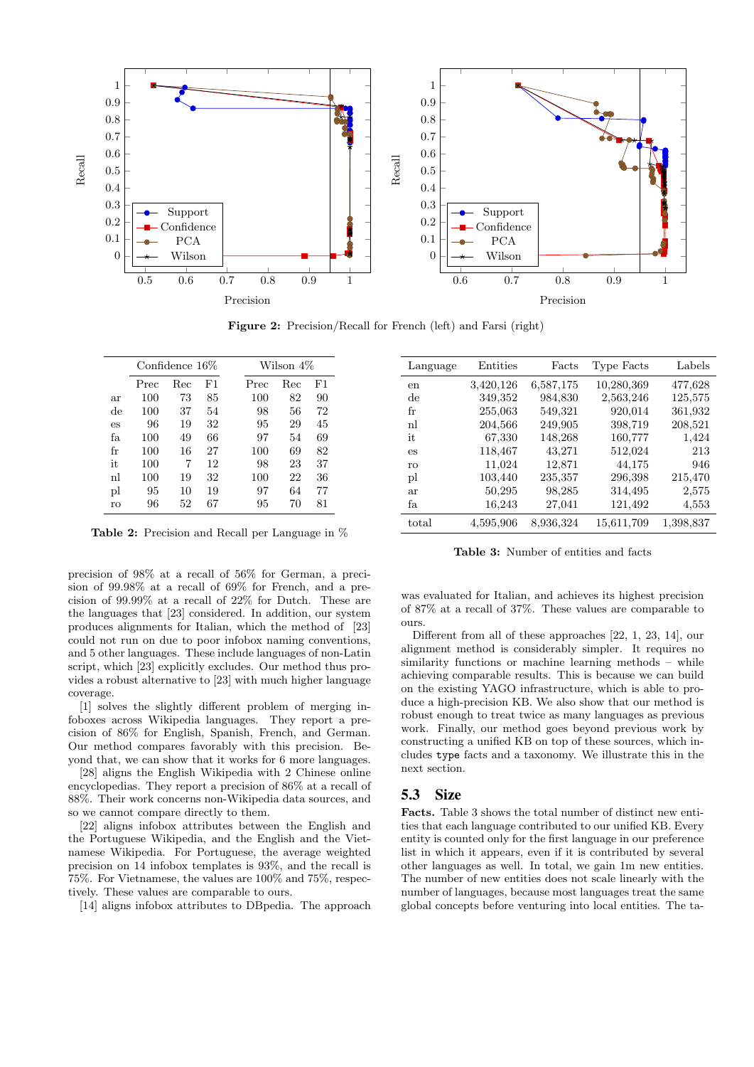**Figure 2:** Precision/Recall for French (left) and Farsi (right)

| | Confidence 16% | | | Wilson 4% | | |
|---|---|---|---|---|---|---|
| | Prec | Rec | F1 | Prec | Rec | F1 |
| ar | 100 | 73 | 85 | 100 | 82 | 90 |
| de | 100 | 37 | 54 | 98 | 56 | 72 |
| es | 96 | 19 | 32 | 95 | 29 | 45 |
| fa | 100 | 49 | 66 | 97 | 54 | 69 |
| fr | 100 | 16 | 27 | 100 | 69 | 82 |
| it | 100 | 7 | 12 | 98 | 23 | 37 |
| nl | 100 | 19 | 32 | 100 | 22 | 36 |
| pl | 95 | 10 | 19 | 97 | 64 | 77 |
| ro | 96 | 52 | 67 | 95 | 70 | 81 |

**Table 2:** Precision and Recall per Language in %

| Language | Entities | Facts | Type Facts | Labels |
|---|---|---|---|---|
| en | 3,420,126 | 6,587,175 | 10,280,369 | 477,628 |
| de | 349,352 | 984,830 | 2,563,246 | 125,575 |
| fr | 255,063 | 549,321 | 920,014 | 361,932 |
| nl | 204,566 | 249,905 | 398,719 | 208,521 |
| it | 67,330 | 148,268 | 160,777 | 1,424 |
| es | 118,467 | 43,271 | 512,024 | 213 |
| ro | 11,024 | 12,871 | 44,175 | 946 |
| pl | 103,440 | 235,357 | 296,398 | 215,470 |
| ar | 50,295 | 98,285 | 314,495 | 2,575 |
| fa | 16,243 | 27,041 | 121,492 | 4,553 |
| total | 4,595,906 | 8,936,324 | 15,611,709 | 1,398,837 |

**Table 3:** Number of entities and facts

precision of 98% at a recall of 56% for German, a precision of 99.98% at a recall of 69% for French, and a precision of 99.99% at a recall of 22% for Dutch. These are the languages that [23] considered. In addition, our system produces alignments for Italian, which the method of [23] could not run on due to poor infobox naming conventions, and 5 other languages. These include languages of non-Latin script, which [23] explicitly excludes. Our method thus provides a robust alternative to [23] with much higher language coverage.

[1] solves the slightly different problem of merging infoboxes across Wikipedia languages. They report a precision of 86% for English, Spanish, French, and German. Our method compares favorably with this precision. Beyond that, we can show that it works for 6 more languages.

[28] aligns the English Wikipedia with 2 Chinese online encyclopedias. They report a precision of 86% at a recall of 88%. Their work concerns non-Wikipedia data sources, and so we cannot compare directly to them.

[22] aligns infobox attributes between the English and the Portuguese Wikipedia, and the English and the Vietnamese Wikipedia. For Portuguese, the average weighted precision on 14 infobox templates is 93%, and the recall is 75%. For Vietnamese, the values are 100% and 75%, respectively. These values are comparable to ours.

[14] aligns infobox attributes to DBpedia. The approach was evaluated for Italian, and achieves its highest precision of 87% at a recall of 37%. These values are comparable to ours.

Different from all of these approaches [22, 1, 23, 14], our alignment method is considerably simpler. It requires no similarity functions or machine learning methods – while achieving comparable results. This is because we can build on the existing YAGO infrastructure, which is able to produce a high-precision KB. We also show that our method is robust enough to treat twice as many languages as previous work. Finally, our method goes beyond previous work by constructing a unified KB on top of these sources, which includes `type` facts and a taxonomy. We illustrate this in the next section.

## 5.3 Size

**Facts.** Table 3 shows the total number of distinct new entities that each language contributed to our unified KB. Every entity is counted only for the first language in our preference list in which it appears, even if it is contributed by several other languages as well. In total, we gain 1m new entities. The number of new entities does not scale linearly with the number of languages, because most languages treat the same global concepts before venturing into local entities. The ta-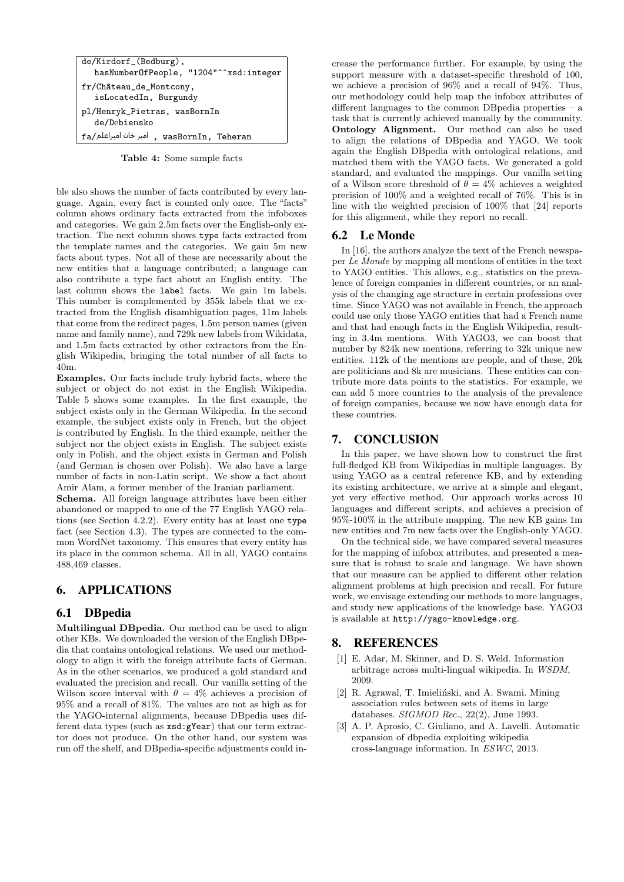| de/Kirdorf_(Bedburg), hasNumberOfPeople, "1204"^^xsd:integer |
|---|
| fr/Château_de_Montcony, isLocatedIn, Burgundy |
| pl/Henryk_Pietras, wasBornIn de/Debiensko |
| fa/امیر خان امیراعلم , wasBornIn, Teheran |

**Table 4:** Some sample facts

ble also shows the number of facts contributed by every language. Again, every fact is counted only once. The "facts" column shows ordinary facts extracted from the infoboxes and categories. We gain 2.5m facts over the English-only extraction. The next column shows type facts extracted from the template names and the categories. We gain 5m new facts about types. Not all of these are necessarily about the new entities that a language contributed; a language can also contribute a type fact about an English entity. The last column shows the label facts. We gain 1m labels. This number is complemented by 355k labels that we extracted from the English disambiguation pages, 11m labels that come from the redirect pages, 1.5m person names (given name and family name), and 729k new labels from Wikidata, and 1.5m facts extracted by other extractors from the English Wikipedia, bringing the total number of all facts to 40m.

**Examples.** Our facts include truly hybrid facts, where the subject or object do not exist in the English Wikipedia. Table 5 shows some examples. In the first example, the subject exists only in the German Wikipedia. In the second example, the subject exists only in French, but the object is contributed by English. In the third example, neither the subject nor the object exists in English. The subject exists only in Polish, and the object exists in German and Polish (and German is chosen over Polish). We also have a large number of facts in non-Latin script. We show a fact about Amir Alam, a former member of the Iranian parliament.

**Schema.** All foreign language attributes have been either abandoned or mapped to one of the 77 English YAGO relations (see Section 4.2.2). Every entity has at least one type fact (see Section 4.3). The types are connected to the common WordNet taxonomy. This ensures that every entity has its place in the common schema. All in all, YAGO contains 488,469 classes.

## 6. APPLICATIONS

### 6.1 DBpedia

**Multilingual DBpedia.** Our method can be used to align other KBs. We downloaded the version of the English DBpedia that contains ontological relations. We used our methodology to align it with the foreign attribute facts of German. As in the other scenarios, we produced a gold standard and evaluated the precision and recall. Our vanilla setting of the Wilson score interval with $\theta = 4\%$ achieves a precision of 95% and a recall of 81%. The values are not as high as for the YAGO-internal alignments, because DBpedia uses different data types (such as xsd:gYear) that our term extractor does not produce. On the other hand, our system was run off the shelf, and DBpedia-specific adjustments could increase the performance further. For example, by using the support measure with a dataset-specific threshold of 100, we achieve a precision of 96% and a recall of 94%. Thus, our methodology could help map the infobox attributes of different languages to the common DBpedia properties – a task that is currently achieved manually by the community.

**Ontology Alignment.** Our method can also be used to align the relations of DBpedia and YAGO. We took again the English DBpedia with ontological relations, and matched them with the YAGO facts. We generated a gold standard, and evaluated the mappings. Our vanilla setting of a Wilson score threshold of $\theta = 4\%$ achieves a weighted precision of 100% and a weighted recall of 76%. This is in line with the weighted precision of 100% that [24] reports for this alignment, while they report no recall.

### 6.2 Le Monde

In [16], the authors analyze the text of the French newspaper *Le Monde* by mapping all mentions of entities in the text to YAGO entities. This allows, e.g., statistics on the prevalence of foreign companies in different countries, or an analysis of the changing age structure in certain professions over time. Since YAGO was not available in French, the approach could use only those YAGO entities that had a French name and that had enough facts in the English Wikipedia, resulting in 3.4m mentions. With YAGO3, we can boost that number by 824k new mentions, referring to 32k unique new entities. 112k of the mentions are people, and of these, 20k are politicians and 8k are musicians. These entities can contribute more data points to the statistics. For example, we can add 5 more countries to the analysis of the prevalence of foreign companies, because we now have enough data for these countries.

## 7. CONCLUSION

In this paper, we have shown how to construct the first full-fledged KB from Wikipedias in multiple languages. By using YAGO as a central reference KB, and by extending its existing architecture, we arrive at a simple and elegant, yet very effective method. Our approach works across 10 languages and different scripts, and achieves a precision of 95%-100% in the attribute mapping. The new KB gains 1m new entities and 7m new facts over the English-only YAGO.

On the technical side, we have compared several measures for the mapping of infobox attributes, and presented a measure that is robust to scale and language. We have shown that our measure can be applied to different other relation alignment problems at high precision and recall. For future work, we envisage extending our methods to more languages, and study new applications of the knowledge base. YAGO3 is available at http://yago-knowledge.org.

## 8. REFERENCES

[1] E. Adar, M. Skinner, and D. S. Weld. Information arbitrage across multi-lingual wikipedia. In *WSDM*, 2009.

[2] R. Agrawal, T. Imieliński, and A. Swami. Mining association rules between sets of items in large databases. *SIGMOD Rec.*, 22(2), June 1993.

[3] A. P. Aprosio, C. Giuliano, and A. Lavelli. Automatic expansion of dbpedia exploiting wikipedia cross-language information. In *ESWC*, 2013.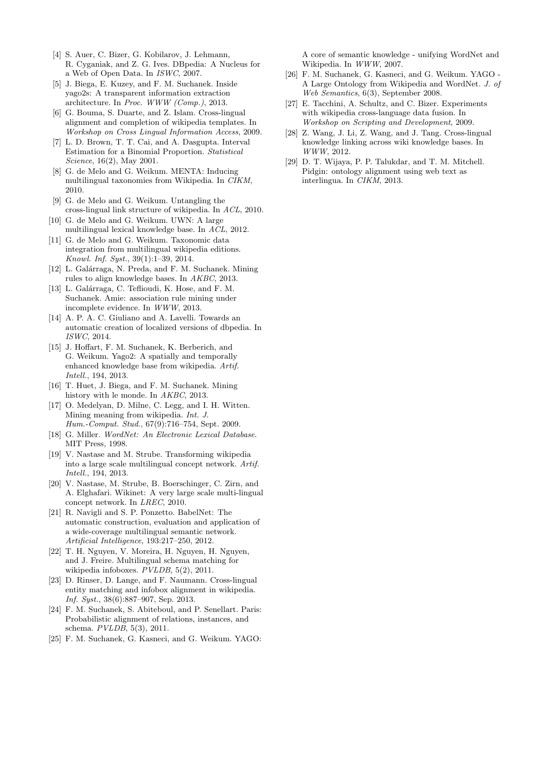- [4] S. Auer, C. Bizer, G. Kobilarov, J. Lehmann, R. Cyganiak, and Z. G. Ives. DBpedia: A Nucleus for a Web of Open Data. In *ISWC*, 2007.
- [5] J. Biega, E. Kuzey, and F. M. Suchanek. Inside yago2s: A transparent information extraction architecture. In *Proc. WWW (Comp.)*, 2013.
- [6] G. Bouma, S. Duarte, and Z. Islam. Cross-lingual alignment and completion of wikipedia templates. In *Workshop on Cross Lingual Information Access*, 2009.
- [7] L. D. Brown, T. T. Cai, and A. Dasgupta. Interval Estimation for a Binomial Proportion. *Statistical Science*, 16(2), May 2001.
- [8] G. de Melo and G. Weikum. MENTA: Inducing multilingual taxonomies from Wikipedia. In *CIKM*, 2010.
- [9] G. de Melo and G. Weikum. Untangling the cross-lingual link structure of wikipedia. In *ACL*, 2010.
- [10] G. de Melo and G. Weikum. UWN: A large multilingual lexical knowledge base. In *ACL*, 2012.
- [11] G. de Melo and G. Weikum. Taxonomic data integration from multilingual wikipedia editions. *Knowl. Inf. Syst.*, 39(1):1–39, 2014.
- [12] L. Galárraga, N. Preda, and F. M. Suchanek. Mining rules to align knowledge bases. In *AKBC*, 2013.
- [13] L. Galárraga, C. Teflioudi, K. Hose, and F. M. Suchanek. Amie: association rule mining under incomplete evidence. In *WWW*, 2013.
- [14] A. P. A. C. Giuliano and A. Lavelli. Towards an automatic creation of localized versions of dbpedia. In *ISWC*, 2014.
- [15] J. Hoffart, F. M. Suchanek, K. Berberich, and G. Weikum. Yago2: A spatially and temporally enhanced knowledge base from wikipedia. *Artif. Intell.*, 194, 2013.
- [16] T. Huet, J. Biega, and F. M. Suchanek. Mining history with le monde. In *AKBC*, 2013.
- [17] O. Medelyan, D. Milne, C. Legg, and I. H. Witten. Mining meaning from wikipedia. *Int. J. Hum.-Comput. Stud.*, 67(9):716–754, Sept. 2009.
- [18] G. Miller. *WordNet: An Electronic Lexical Database*. MIT Press, 1998.
- [19] V. Nastase and M. Strube. Transforming wikipedia into a large scale multilingual concept network. *Artif. Intell.*, 194, 2013.
- [20] V. Nastase, M. Strube, B. Boerschinger, C. Zirn, and A. Elghafari. Wikinet: A very large scale multi-lingual concept network. In *LREC*, 2010.
- [21] R. Navigli and S. P. Ponzetto. BabelNet: The automatic construction, evaluation and application of a wide-coverage multilingual semantic network. *Artificial Intelligence*, 193:217–250, 2012.
- [22] T. H. Nguyen, V. Moreira, H. Nguyen, H. Nguyen, and J. Freire. Multilingual schema matching for wikipedia infoboxes. *PVLDB*, 5(2), 2011.
- [23] D. Rinser, D. Lange, and F. Naumann. Cross-lingual entity matching and infobox alignment in wikipedia. *Inf. Syst.*, 38(6):887–907, Sep. 2013.
- [24] F. M. Suchanek, S. Abiteboul, and P. Senellart. Paris: Probabilistic alignment of relations, instances, and schema. *PVLDB*, 5(3), 2011.
- [25] F. M. Suchanek, G. Kasneci, and G. Weikum. YAGO: A core of semantic knowledge - unifying WordNet and Wikipedia. In *WWW*, 2007.
- [26] F. M. Suchanek, G. Kasneci, and G. Weikum. YAGO - A Large Ontology from Wikipedia and WordNet. *J. of Web Semantics*, 6(3), September 2008.
- [27] E. Tacchini, A. Schultz, and C. Bizer. Experiments with wikipedia cross-language data fusion. In *Workshop on Scripting and Development*, 2009.
- [28] Z. Wang, J. Li, Z. Wang, and J. Tang. Cross-lingual knowledge linking across wiki knowledge bases. In *WWW*, 2012.
- [29] D. T. Wijaya, P. P. Talukdar, and T. M. Mitchell. Pidgin: ontology alignment using web text as interlingua. In *CIKM*, 2013.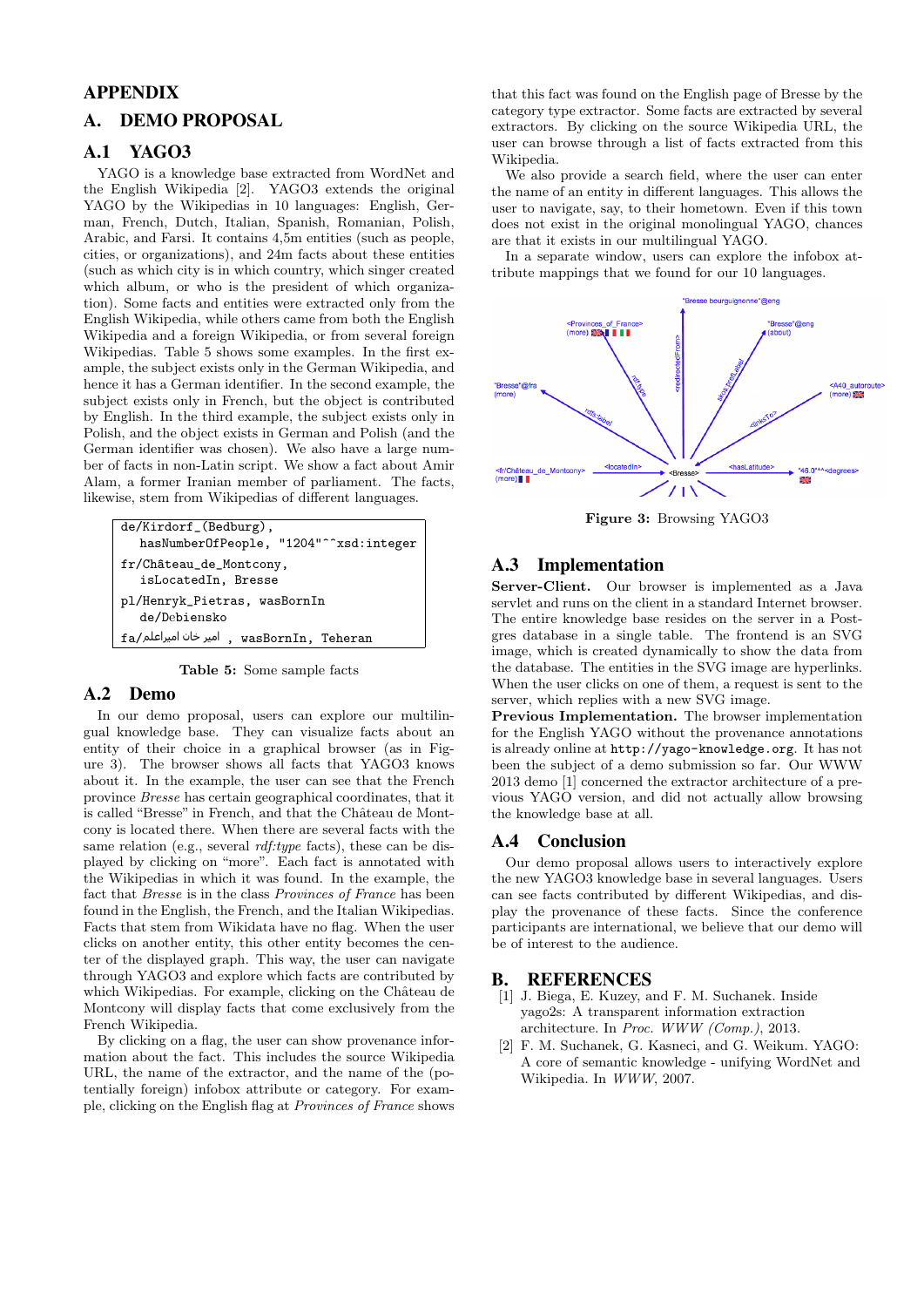# APPENDIX

# A. DEMO PROPOSAL

## A.1 YAGO3

YAGO is a knowledge base extracted from WordNet and the English Wikipedia [2]. YAGO3 extends the original YAGO by the Wikipedias in 10 languages: English, German, French, Dutch, Italian, Spanish, Romanian, Polish, Arabic, and Farsi. It contains 4,5m entities (such as people, cities, or organizations), and 24m facts about these entities (such as which city is in which country, which singer created which album, or who is the president of which organization). Some facts and entities were extracted only from the English Wikipedia, while others came from both the English Wikipedia and a foreign Wikipedia, or from several foreign Wikipedias. Table 5 shows some examples. In the first example, the subject exists only in the German Wikipedia, and hence it has a German identifier. In the second example, the subject exists only in French, but the object is contributed by English. In the third example, the subject exists only in Polish, and the object exists in German and Polish (and the German identifier was chosen). We also have a large number of facts in non-Latin script. We show a fact about Amir Alam, a former Iranian member of parliament. The facts, likewise, stem from Wikipedias of different languages.

| |
|---|
| de/Kirdorf_(Bedburg), hasNumberOfPeople, "1204"^^xsd:integer |
| fr/Château_de_Montcony, isLocatedIn, Bresse |
| pl/Henryk_Pietras, wasBornIn de/Debiensko |
| fa/امیر خان امیراعلم , wasBornIn, Teheran |

**Table 5:** Some sample facts

## A.2 Demo

In our demo proposal, users can explore our multilingual knowledge base. They can visualize facts about an entity of their choice in a graphical browser (as in Figure 3). The browser shows all facts that YAGO3 knows about it. In the example, the user can see that the French province *Bresse* has certain geographical coordinates, that it is called "Bresse" in French, and that the Château de Montcony is located there. When there are several facts with the same relation (e.g., several *rdf:type* facts), these can be displayed by clicking on "more". Each fact is annotated with the Wikipedias in which it was found. In the example, the fact that *Bresse* is in the class *Provinces of France* has been found in the English, the French, and the Italian Wikipedias. Facts that stem from Wikidata have no flag. When the user clicks on another entity, this other entity becomes the center of the displayed graph. This way, the user can navigate through YAGO3 and explore which facts are contributed by which Wikipedias. For example, clicking on the Château de Montcony will display facts that come exclusively from the French Wikipedia.

By clicking on a flag, the user can show provenance information about the fact. This includes the source Wikipedia URL, the name of the extractor, and the name of the (potentially foreign) infobox attribute or category. For example, clicking on the English flag at *Provinces of France* shows that this fact was found on the English page of Bresse by the category type extractor. Some facts are extracted by several extractors. By clicking on the source Wikipedia URL, the user can browse through a list of facts extracted from this Wikipedia.

We also provide a search field, where the user can enter the name of an entity in different languages. This allows the user to navigate, say, to their hometown. Even if this town does not exist in the original monolingual YAGO, chances are that it exists in our multilingual YAGO.

In a separate window, users can explore the infobox attribute mappings that we found for our 10 languages.

"Bresse bourguignonne"@eng
<Provinces_of_France> (more)
"Bresse"@eng (about)
<redirectedFrom>
rdf:type
skos:prefLabel
"Bresse"@fra (more)
<A40_autoroute> (more)
rdfs:label
<linksTo>
<fr/Château_de_Montcony> (more)
<locatedIn>
<Bresse>
<hasLatitude>
"46.0"^^<degrees>

**Figure 3:** Browsing YAGO3

## A.3 Implementation

**Server-Client.** Our browser is implemented as a Java servlet and runs on the client in a standard Internet browser. The entire knowledge base resides on the server in a Postgres database in a single table. The frontend is an SVG image, which is created dynamically to show the data from the database. The entities in the SVG image are hyperlinks. When the user clicks on one of them, a request is sent to the server, which replies with a new SVG image.

**Previous Implementation.** The browser implementation for the English YAGO without the provenance annotations is already online at `http://yago-knowledge.org`. It has not been the subject of a demo submission so far. Our WWW 2013 demo [1] concerned the extractor architecture of a previous YAGO version, and did not actually allow browsing the knowledge base at all.

## A.4 Conclusion

Our demo proposal allows users to interactively explore the new YAGO3 knowledge base in several languages. Users can see facts contributed by different Wikipedias, and display the provenance of these facts. Since the conference participants are international, we believe that our demo will be of interest to the audience.

# B. REFERENCES

[1] J. Biega, E. Kuzey, and F. M. Suchanek. Inside yago2s: A transparent information extraction architecture. In *Proc. WWW (Comp.)*, 2013.

[2] F. M. Suchanek, G. Kasneci, and G. Weikum. YAGO: A core of semantic knowledge - unifying WordNet and Wikipedia. In *WWW*, 2007.